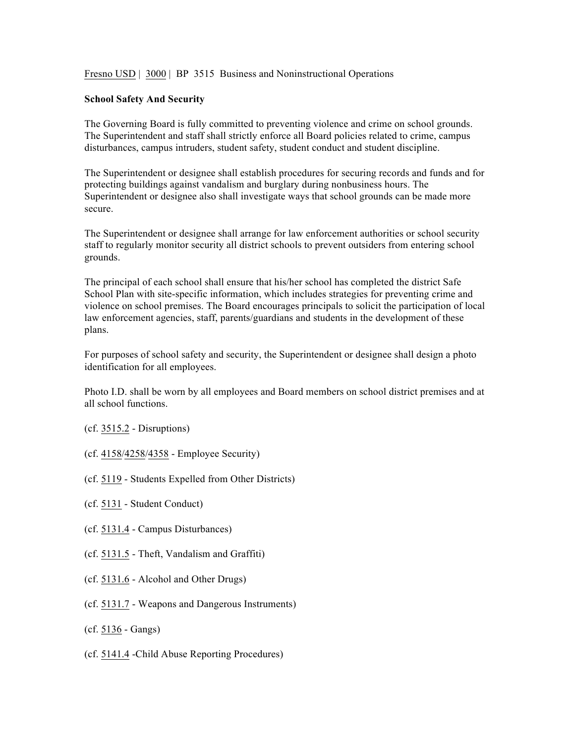Fresno USD | 3000 | BP 3515 Business and Noninstructional Operations

**School Safety And Security**

The Governing Board is fully committed to preventing violence and crime on school grounds. The Superintendent and staff shall strictly enforce all Board policies related to crime, campus disturbances, campus intruders, student safety, student conduct and student discipline.

The Superintendent or designee shall establish procedures for securing records and funds and for protecting buildings against vandalism and burglary during nonbusiness hours. The Superintendent or designee also shall investigate ways that school grounds can be made more secure.

The Superintendent or designee shall arrange for law enforcement authorities or school security staff to regularly monitor security all district schools to prevent outsiders from entering school grounds.

The principal of each school shall ensure that his/her school has completed the district Safe School Plan with site-specific information, which includes strategies for preventing crime and violence on school premises. The Board encourages principals to solicit the participation of local law enforcement agencies, staff, parents/guardians and students in the development of these plans.

For purposes of school safety and security, the Superintendent or designee shall design a photo identification for all employees.

Photo I.D. shall be worn by all employees and Board members on school district premises and at all school functions.

(cf. 3515.2 - Disruptions)

(cf. 4158/4258/4358 - Employee Security)

(cf. 5119 - Students Expelled from Other Districts)

(cf. 5131 - Student Conduct)

(cf. 5131.4 - Campus Disturbances)

(cf. 5131.5 - Theft, Vandalism and Graffiti)

(cf. 5131.6 - Alcohol and Other Drugs)

(cf. 5131.7 - Weapons and Dangerous Instruments)

(cf. 5136 - Gangs)

(cf. 5141.4 -Child Abuse Reporting Procedures)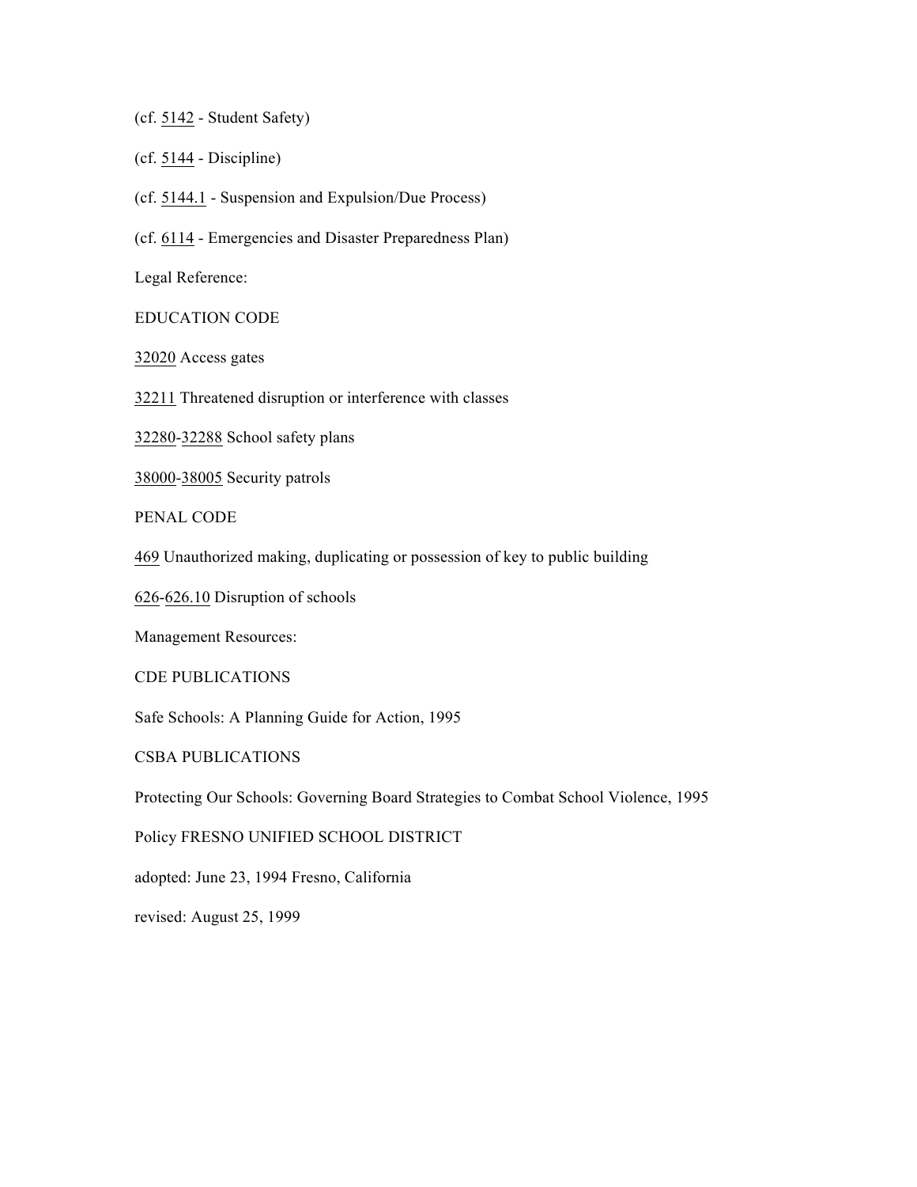(cf. 5142 - Student Safety)

(cf. 5144 - Discipline)

(cf. 5144.1 - Suspension and Expulsion/Due Process)

(cf. 6114 - Emergencies and Disaster Preparedness Plan)

Legal Reference:

EDUCATION CODE

32020 Access gates

32211 Threatened disruption or interference with classes

32280-32288 School safety plans

38000-38005 Security patrols

PENAL CODE

469 Unauthorized making, duplicating or possession of key to public building

626-626.10 Disruption of schools

Management Resources:

CDE PUBLICATIONS

Safe Schools: A Planning Guide for Action, 1995

CSBA PUBLICATIONS

Protecting Our Schools: Governing Board Strategies to Combat School Violence, 1995

Policy FRESNO UNIFIED SCHOOL DISTRICT

adopted: June 23, 1994 Fresno, California

revised: August 25, 1999